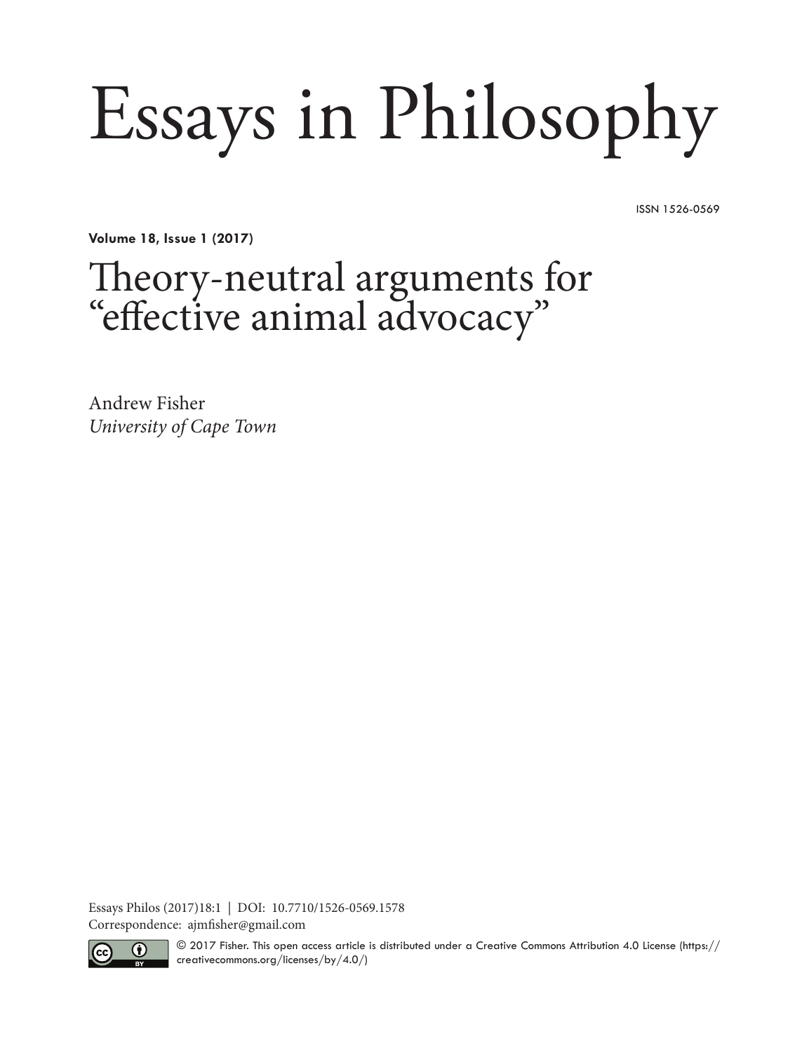# Essays in Philosophy

ISSN 1526-0569

**Volume 18, Issue 1 (2017)**

## Theory-neutral arguments for "effective animal advocacy"

Andrew Fisher
*University of Cape Town*

Essays Philos (2017)18:1 | DOI: 10.7710/1526-0569.1578
Correspondence: ajmfisher@gmail.com

© 2017 Fisher. This open access article is distributed under a Creative Commons Attribution 4.0 License (https://creativecommons.org/licenses/by/4.0/)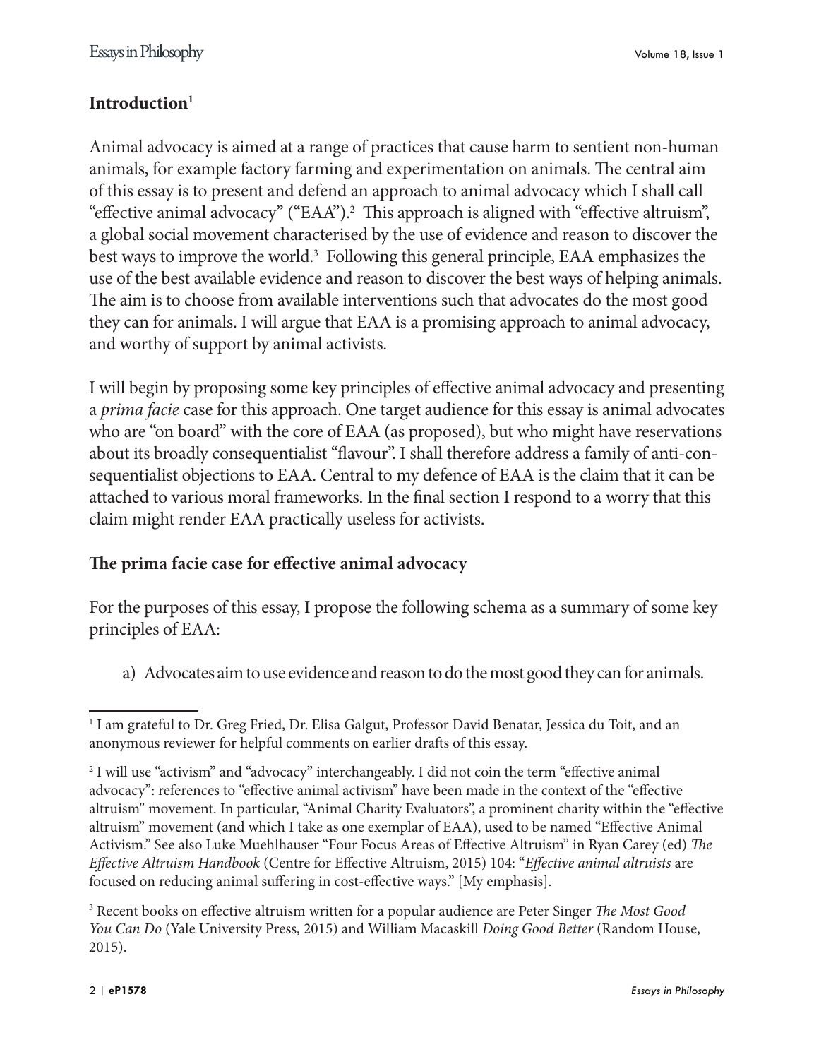## Introduction[1]

Animal advocacy is aimed at a range of practices that cause harm to sentient non-human animals, for example factory farming and experimentation on animals. The central aim of this essay is to present and defend an approach to animal advocacy which I shall call "effective animal advocacy" ("EAA").[2] This approach is aligned with "effective altruism", a global social movement characterised by the use of evidence and reason to discover the best ways to improve the world.[3] Following this general principle, EAA emphasizes the use of the best available evidence and reason to discover the best ways of helping animals. The aim is to choose from available interventions such that advocates do the most good they can for animals. I will argue that EAA is a promising approach to animal advocacy, and worthy of support by animal activists.

I will begin by proposing some key principles of effective animal advocacy and presenting a *prima facie* case for this approach. One target audience for this essay is animal advocates who are "on board" with the core of EAA (as proposed), but who might have reservations about its broadly consequentialist "flavour". I shall therefore address a family of anti-consequentialist objections to EAA. Central to my defence of EAA is the claim that it can be attached to various moral frameworks. In the final section I respond to a worry that this claim might render EAA practically useless for activists.

## The prima facie case for effective animal advocacy

For the purposes of this essay, I propose the following schema as a summary of some key principles of EAA:

a) Advocates aim to use evidence and reason to do the most good they can for animals.

---

[1] I am grateful to Dr. Greg Fried, Dr. Elisa Galgut, Professor David Benatar, Jessica du Toit, and an anonymous reviewer for helpful comments on earlier drafts of this essay.

[2] I will use "activism" and "advocacy" interchangeably. I did not coin the term "effective animal advocacy": references to "effective animal activism" have been made in the context of the "effective altruism" movement. In particular, "Animal Charity Evaluators", a prominent charity within the "effective altruism" movement (and which I take as one exemplar of EAA), used to be named "Effective Animal Activism." See also Luke Muehlhauser "Four Focus Areas of Effective Altruism" in Ryan Carey (ed) *The Effective Altruism Handbook* (Centre for Effective Altruism, 2015) 104: "*Effective animal altruists* are focused on reducing animal suffering in cost-effective ways." [My emphasis].

[3] Recent books on effective altruism written for a popular audience are Peter Singer *The Most Good You Can Do* (Yale University Press, 2015) and William Macaskill *Doing Good Better* (Random House, 2015).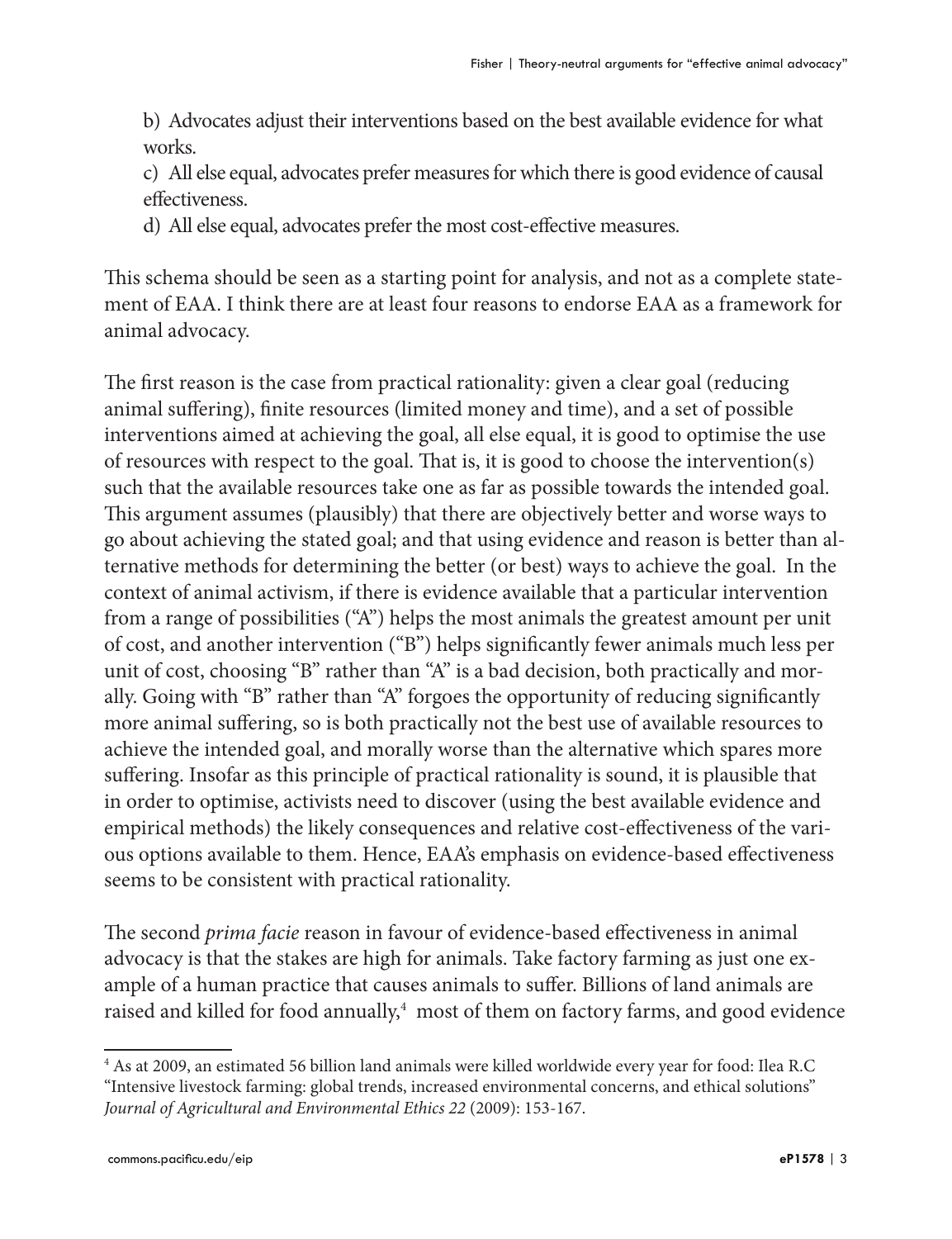b) Advocates adjust their interventions based on the best available evidence for what works.

c) All else equal, advocates prefer measures for which there is good evidence of causal effectiveness.

d) All else equal, advocates prefer the most cost-effective measures.

This schema should be seen as a starting point for analysis, and not as a complete statement of EAA. I think there are at least four reasons to endorse EAA as a framework for animal advocacy.

The first reason is the case from practical rationality: given a clear goal (reducing animal suffering), finite resources (limited money and time), and a set of possible interventions aimed at achieving the goal, all else equal, it is good to optimise the use of resources with respect to the goal. That is, it is good to choose the intervention(s) such that the available resources take one as far as possible towards the intended goal. This argument assumes (plausibly) that there are objectively better and worse ways to go about achieving the stated goal; and that using evidence and reason is better than alternative methods for determining the better (or best) ways to achieve the goal. In the context of animal activism, if there is evidence available that a particular intervention from a range of possibilities ("A") helps the most animals the greatest amount per unit of cost, and another intervention ("B") helps significantly fewer animals much less per unit of cost, choosing "B" rather than "A" is a bad decision, both practically and morally. Going with "B" rather than "A" forgoes the opportunity of reducing significantly more animal suffering, so is both practically not the best use of available resources to achieve the intended goal, and morally worse than the alternative which spares more suffering. Insofar as this principle of practical rationality is sound, it is plausible that in order to optimise, activists need to discover (using the best available evidence and empirical methods) the likely consequences and relative cost-effectiveness of the various options available to them. Hence, EAA's emphasis on evidence-based effectiveness seems to be consistent with practical rationality.

The second *prima facie* reason in favour of evidence-based effectiveness in animal advocacy is that the stakes are high for animals. Take factory farming as just one example of a human practice that causes animals to suffer. Billions of land animals are raised and killed for food annually,[4] most of them on factory farms, and good evidence

[4] As at 2009, an estimated 56 billion land animals were killed worldwide every year for food: Ilea R.C "Intensive livestock farming: global trends, increased environmental concerns, and ethical solutions" *Journal of Agricultural and Environmental Ethics 22* (2009): 153-167.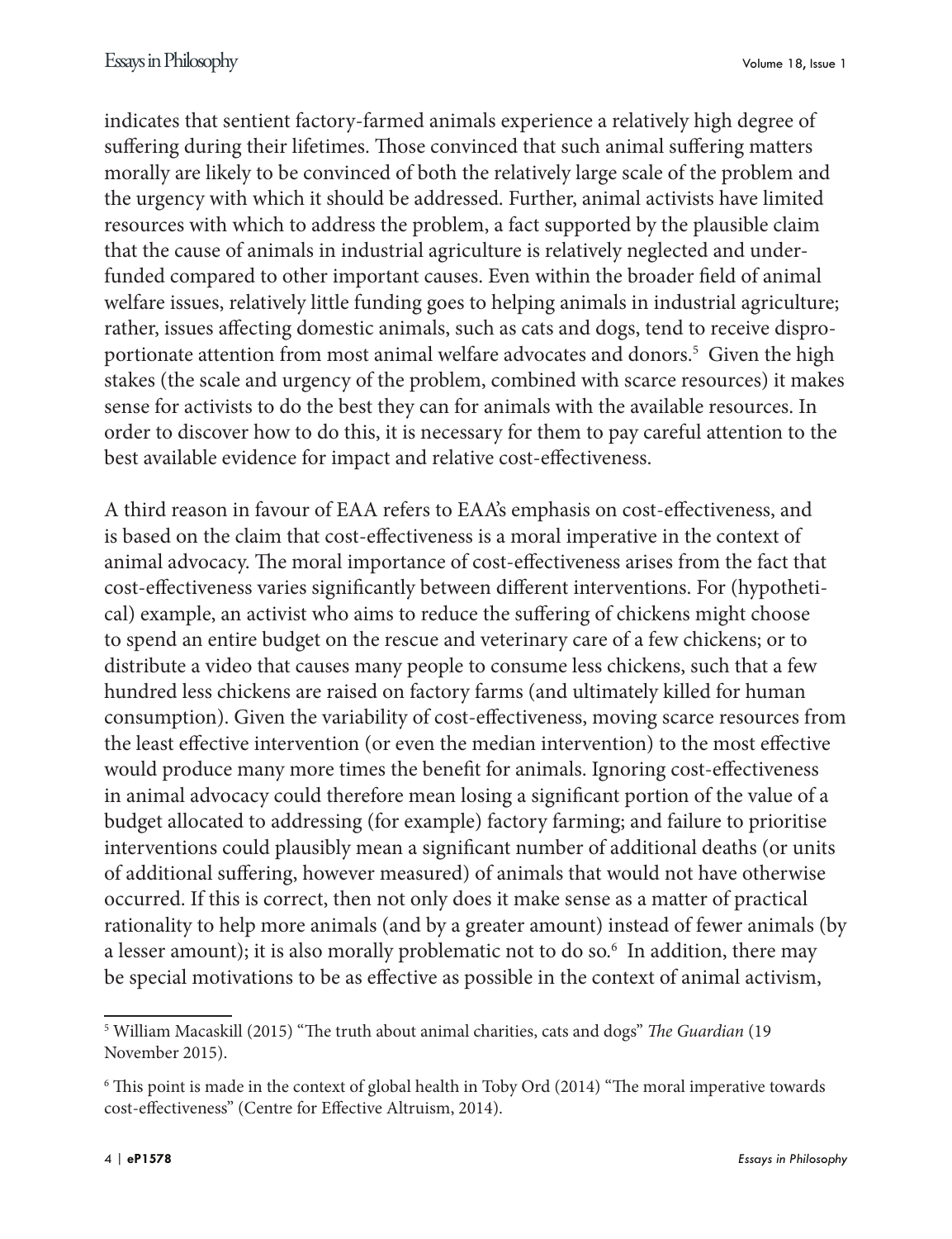indicates that sentient factory-farmed animals experience a relatively high degree of suffering during their lifetimes. Those convinced that such animal suffering matters morally are likely to be convinced of both the relatively large scale of the problem and the urgency with which it should be addressed. Further, animal activists have limited resources with which to address the problem, a fact supported by the plausible claim that the cause of animals in industrial agriculture is relatively neglected and underfunded compared to other important causes. Even within the broader field of animal welfare issues, relatively little funding goes to helping animals in industrial agriculture; rather, issues affecting domestic animals, such as cats and dogs, tend to receive disproportionate attention from most animal welfare advocates and donors.[5] Given the high stakes (the scale and urgency of the problem, combined with scarce resources) it makes sense for activists to do the best they can for animals with the available resources. In order to discover how to do this, it is necessary for them to pay careful attention to the best available evidence for impact and relative cost-effectiveness.

A third reason in favour of EAA refers to EAA's emphasis on cost-effectiveness, and is based on the claim that cost-effectiveness is a moral imperative in the context of animal advocacy. The moral importance of cost-effectiveness arises from the fact that cost-effectiveness varies significantly between different interventions. For (hypothetical) example, an activist who aims to reduce the suffering of chickens might choose to spend an entire budget on the rescue and veterinary care of a few chickens; or to distribute a video that causes many people to consume less chickens, such that a few hundred less chickens are raised on factory farms (and ultimately killed for human consumption). Given the variability of cost-effectiveness, moving scarce resources from the least effective intervention (or even the median intervention) to the most effective would produce many more times the benefit for animals. Ignoring cost-effectiveness in animal advocacy could therefore mean losing a significant portion of the value of a budget allocated to addressing (for example) factory farming; and failure to prioritise interventions could plausibly mean a significant number of additional deaths (or units of additional suffering, however measured) of animals that would not have otherwise occurred. If this is correct, then not only does it make sense as a matter of practical rationality to help more animals (and by a greater amount) instead of fewer animals (by a lesser amount); it is also morally problematic not to do so.[6] In addition, there may be special motivations to be as effective as possible in the context of animal activism,

---

[5] William Macaskill (2015) "The truth about animal charities, cats and dogs" *The Guardian* (19 November 2015).

[6] This point is made in the context of global health in Toby Ord (2014) "The moral imperative towards cost-effectiveness" (Centre for Effective Altruism, 2014).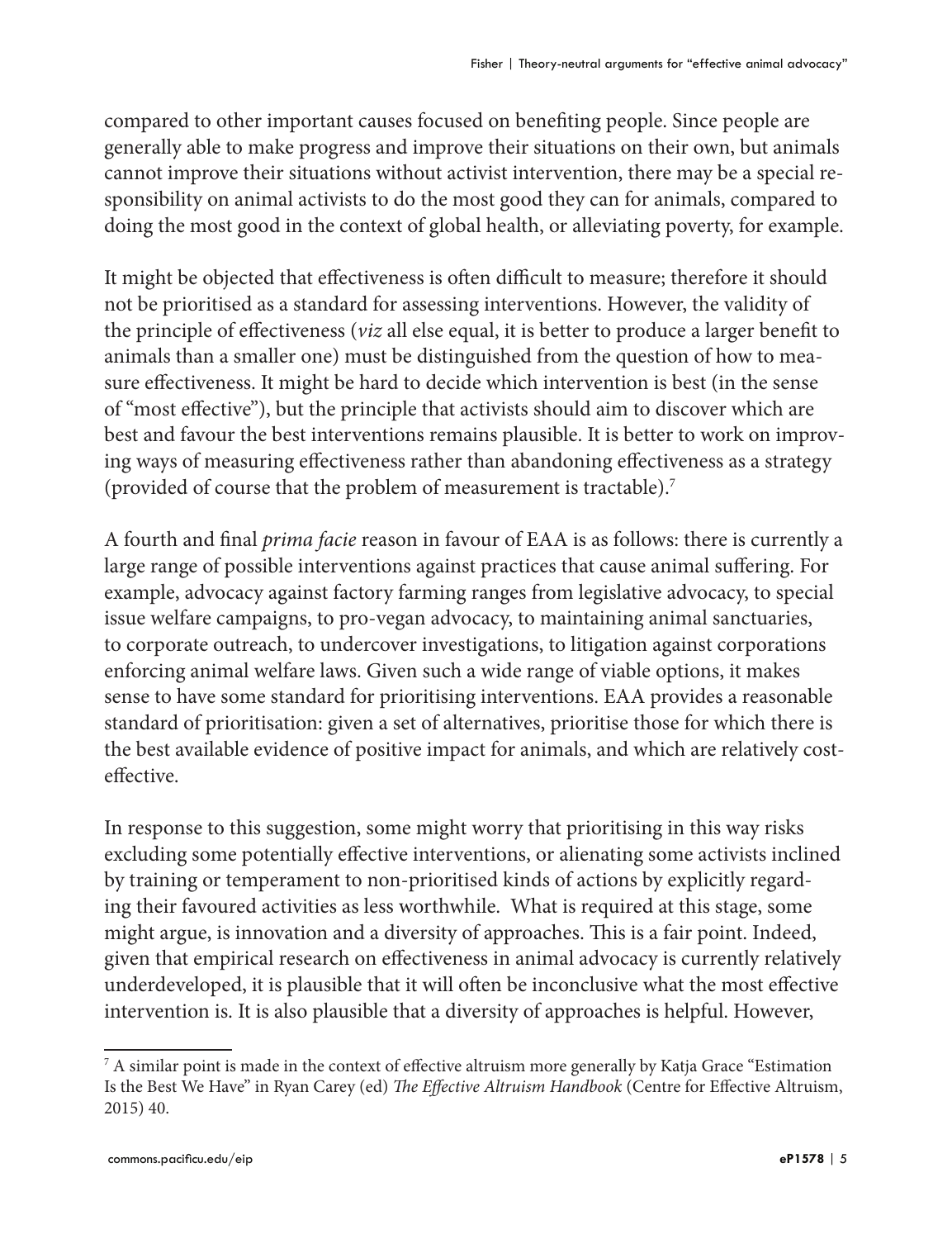compared to other important causes focused on benefiting people. Since people are generally able to make progress and improve their situations on their own, but animals cannot improve their situations without activist intervention, there may be a special responsibility on animal activists to do the most good they can for animals, compared to doing the most good in the context of global health, or alleviating poverty, for example.

It might be objected that effectiveness is often difficult to measure; therefore it should not be prioritised as a standard for assessing interventions. However, the validity of the principle of effectiveness (*viz* all else equal, it is better to produce a larger benefit to animals than a smaller one) must be distinguished from the question of how to measure effectiveness. It might be hard to decide which intervention is best (in the sense of "most effective"), but the principle that activists should aim to discover which are best and favour the best interventions remains plausible. It is better to work on improving ways of measuring effectiveness rather than abandoning effectiveness as a strategy (provided of course that the problem of measurement is tractable).[7]

A fourth and final *prima facie* reason in favour of EAA is as follows: there is currently a large range of possible interventions against practices that cause animal suffering. For example, advocacy against factory farming ranges from legislative advocacy, to special issue welfare campaigns, to pro-vegan advocacy, to maintaining animal sanctuaries, to corporate outreach, to undercover investigations, to litigation against corporations enforcing animal welfare laws. Given such a wide range of viable options, it makes sense to have some standard for prioritising interventions. EAA provides a reasonable standard of prioritisation: given a set of alternatives, prioritise those for which there is the best available evidence of positive impact for animals, and which are relatively cost-effective.

In response to this suggestion, some might worry that prioritising in this way risks excluding some potentially effective interventions, or alienating some activists inclined by training or temperament to non-prioritised kinds of actions by explicitly regarding their favoured activities as less worthwhile. What is required at this stage, some might argue, is innovation and a diversity of approaches. This is a fair point. Indeed, given that empirical research on effectiveness in animal advocacy is currently relatively underdeveloped, it is plausible that it will often be inconclusive what the most effective intervention is. It is also plausible that a diversity of approaches is helpful. However,

---

[7] A similar point is made in the context of effective altruism more generally by Katja Grace "Estimation Is the Best We Have" in Ryan Carey (ed) *The Effective Altruism Handbook* (Centre for Effective Altruism, 2015) 40.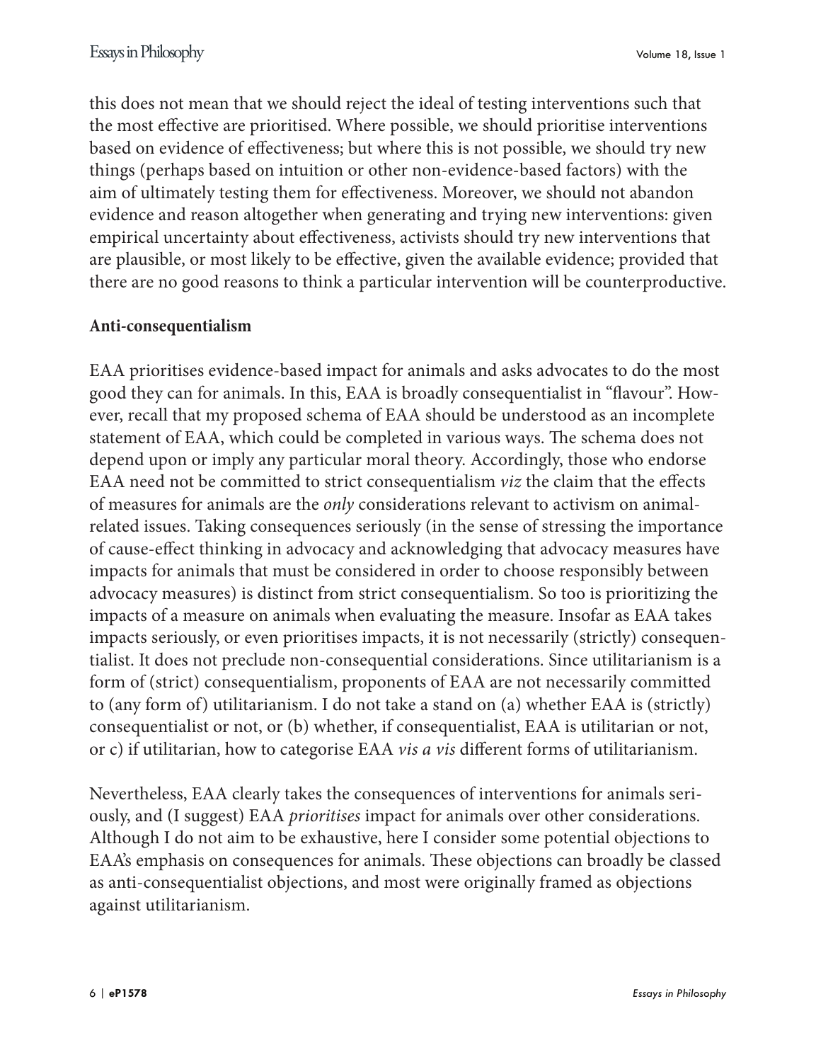this does not mean that we should reject the ideal of testing interventions such that the most effective are prioritised. Where possible, we should prioritise interventions based on evidence of effectiveness; but where this is not possible, we should try new things (perhaps based on intuition or other non-evidence-based factors) with the aim of ultimately testing them for effectiveness. Moreover, we should not abandon evidence and reason altogether when generating and trying new interventions: given empirical uncertainty about effectiveness, activists should try new interventions that are plausible, or most likely to be effective, given the available evidence; provided that there are no good reasons to think a particular intervention will be counterproductive.

**Anti-consequentialism**

EAA prioritises evidence-based impact for animals and asks advocates to do the most good they can for animals. In this, EAA is broadly consequentialist in "flavour". However, recall that my proposed schema of EAA should be understood as an incomplete statement of EAA, which could be completed in various ways. The schema does not depend upon or imply any particular moral theory. Accordingly, those who endorse EAA need not be committed to strict consequentialism *viz* the claim that the effects of measures for animals are the *only* considerations relevant to activism on animal-related issues. Taking consequences seriously (in the sense of stressing the importance of cause-effect thinking in advocacy and acknowledging that advocacy measures have impacts for animals that must be considered in order to choose responsibly between advocacy measures) is distinct from strict consequentialism. So too is prioritizing the impacts of a measure on animals when evaluating the measure. Insofar as EAA takes impacts seriously, or even prioritises impacts, it is not necessarily (strictly) consequentialist. It does not preclude non-consequential considerations. Since utilitarianism is a form of (strict) consequentialism, proponents of EAA are not necessarily committed to (any form of) utilitarianism. I do not take a stand on (a) whether EAA is (strictly) consequentialist or not, or (b) whether, if consequentialist, EAA is utilitarian or not, or c) if utilitarian, how to categorise EAA *vis a vis* different forms of utilitarianism.

Nevertheless, EAA clearly takes the consequences of interventions for animals seriously, and (I suggest) EAA *prioritises* impact for animals over other considerations. Although I do not aim to be exhaustive, here I consider some potential objections to EAA's emphasis on consequences for animals. These objections can broadly be classed as anti-consequentialist objections, and most were originally framed as objections against utilitarianism.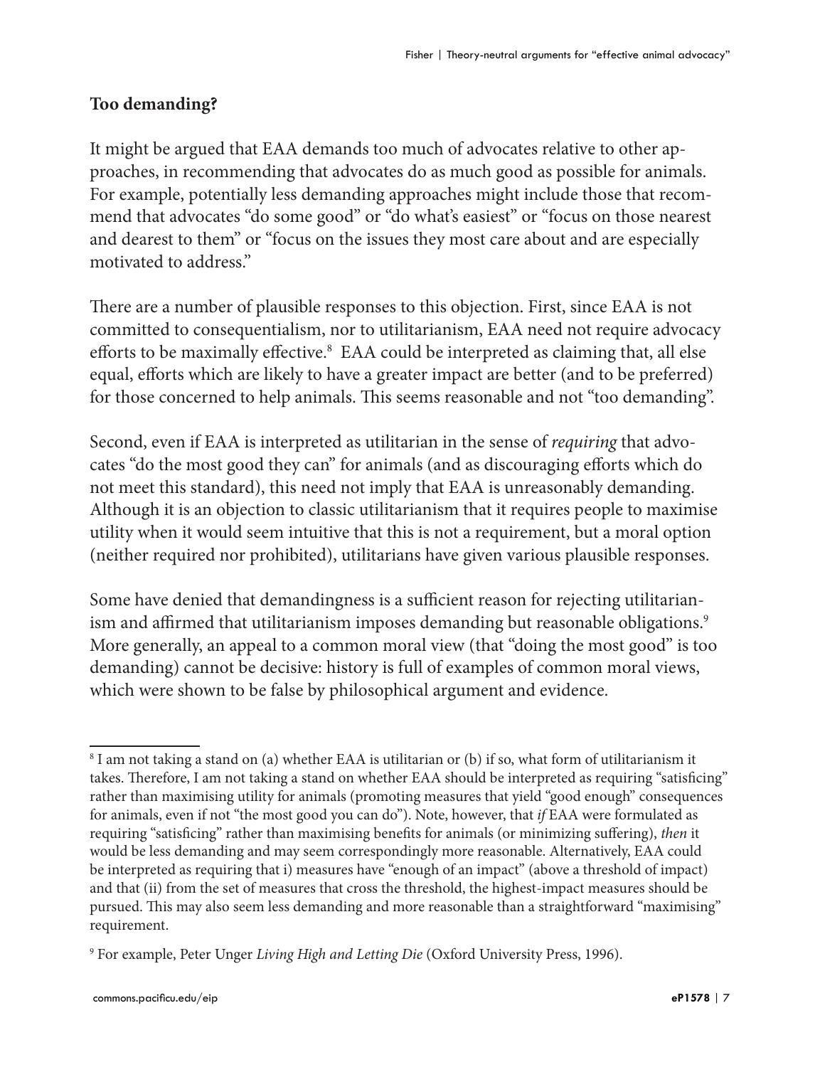## Too demanding?

It might be argued that EAA demands too much of advocates relative to other approaches, in recommending that advocates do as much good as possible for animals. For example, potentially less demanding approaches might include those that recommend that advocates "do some good" or "do what's easiest" or "focus on those nearest and dearest to them" or "focus on the issues they most care about and are especially motivated to address."

There are a number of plausible responses to this objection. First, since EAA is not committed to consequentialism, nor to utilitarianism, EAA need not require advocacy efforts to be maximally effective.[8] EAA could be interpreted as claiming that, all else equal, efforts which are likely to have a greater impact are better (and to be preferred) for those concerned to help animals. This seems reasonable and not "too demanding".

Second, even if EAA is interpreted as utilitarian in the sense of *requiring* that advocates "do the most good they can" for animals (and as discouraging efforts which do not meet this standard), this need not imply that EAA is unreasonably demanding. Although it is an objection to classic utilitarianism that it requires people to maximise utility when it would seem intuitive that this is not a requirement, but a moral option (neither required nor prohibited), utilitarians have given various plausible responses.

Some have denied that demandingness is a sufficient reason for rejecting utilitarianism and affirmed that utilitarianism imposes demanding but reasonable obligations.[9] More generally, an appeal to a common moral view (that "doing the most good" is too demanding) cannot be decisive: history is full of examples of common moral views, which were shown to be false by philosophical argument and evidence.

---

[8] I am not taking a stand on (a) whether EAA is utilitarian or (b) if so, what form of utilitarianism it takes. Therefore, I am not taking a stand on whether EAA should be interpreted as requiring "satisficing" rather than maximising utility for animals (promoting measures that yield "good enough" consequences for animals, even if not "the most good you can do"). Note, however, that *if* EAA were formulated as requiring "satisficing" rather than maximising benefits for animals (or minimizing suffering), *then* it would be less demanding and may seem correspondingly more reasonable. Alternatively, EAA could be interpreted as requiring that i) measures have "enough of an impact" (above a threshold of impact) and that (ii) from the set of measures that cross the threshold, the highest-impact measures should be pursued. This may also seem less demanding and more reasonable than a straightforward "maximising" requirement.

[9] For example, Peter Unger *Living High and Letting Die* (Oxford University Press, 1996).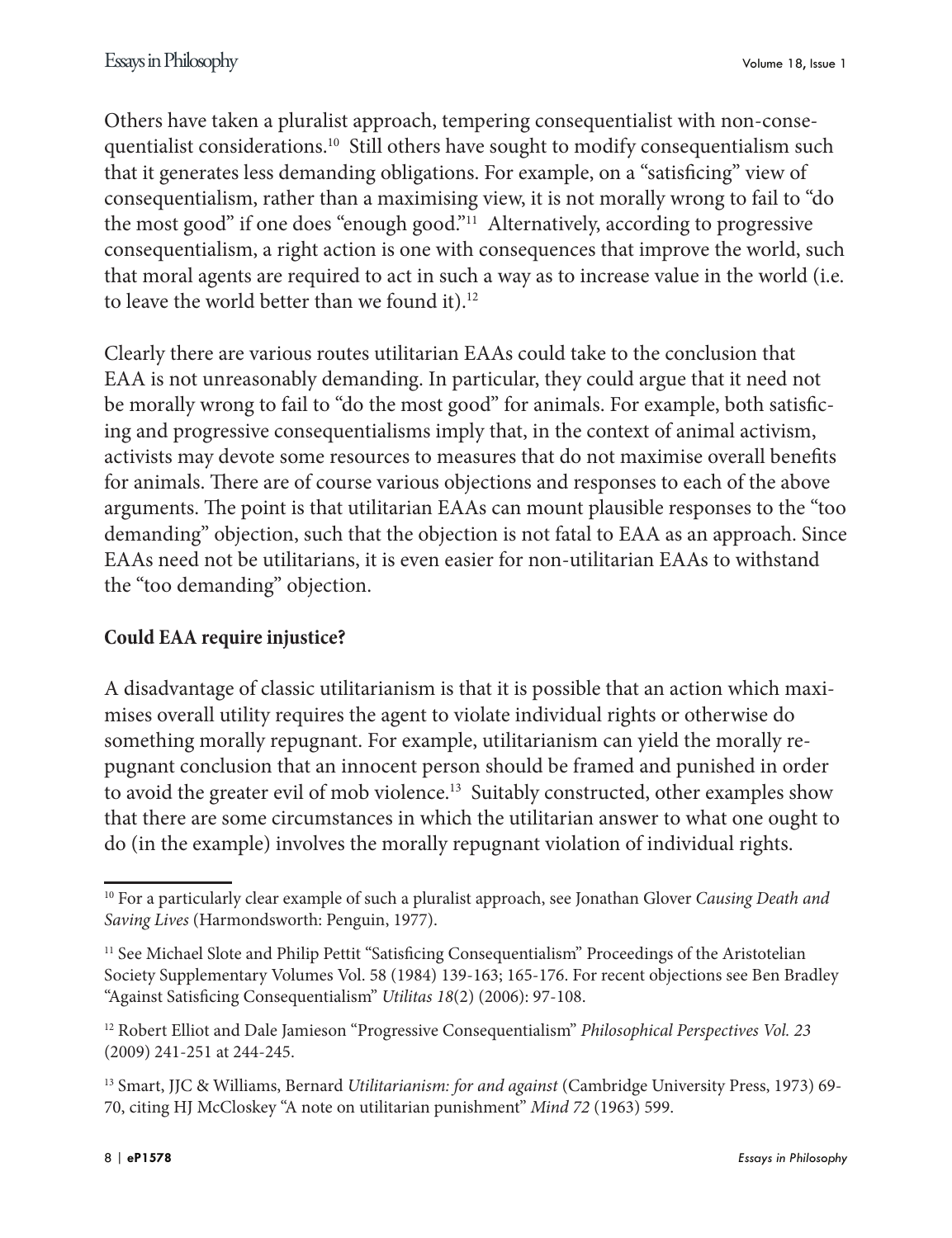Others have taken a pluralist approach, tempering consequentialist with non-consequentialist considerations.[10] Still others have sought to modify consequentialism such that it generates less demanding obligations. For example, on a "satisficing" view of consequentialism, rather than a maximising view, it is not morally wrong to fail to "do the most good" if one does "enough good."[11] Alternatively, according to progressive consequentialism, a right action is one with consequences that improve the world, such that moral agents are required to act in such a way as to increase value in the world (i.e. to leave the world better than we found it).[12]

Clearly there are various routes utilitarian EAAs could take to the conclusion that EAA is not unreasonably demanding. In particular, they could argue that it need not be morally wrong to fail to "do the most good" for animals. For example, both satisficing and progressive consequentialisms imply that, in the context of animal activism, activists may devote some resources to measures that do not maximise overall benefits for animals. There are of course various objections and responses to each of the above arguments. The point is that utilitarian EAAs can mount plausible responses to the "too demanding" objection, such that the objection is not fatal to EAA as an approach. Since EAAs need not be utilitarians, it is even easier for non-utilitarian EAAs to withstand the "too demanding" objection.

## Could EAA require injustice?

A disadvantage of classic utilitarianism is that it is possible that an action which maximises overall utility requires the agent to violate individual rights or otherwise do something morally repugnant. For example, utilitarianism can yield the morally repugnant conclusion that an innocent person should be framed and punished in order to avoid the greater evil of mob violence.[13] Suitably constructed, other examples show that there are some circumstances in which the utilitarian answer to what one ought to do (in the example) involves the morally repugnant violation of individual rights.

---

[10] For a particularly clear example of such a pluralist approach, see Jonathan Glover *Causing Death and Saving Lives* (Harmondsworth: Penguin, 1977).

[11] See Michael Slote and Philip Pettit "Satisficing Consequentialism" Proceedings of the Aristotelian Society Supplementary Volumes Vol. 58 (1984) 139-163; 165-176. For recent objections see Ben Bradley "Against Satisficing Consequentialism" *Utilitas 18*(2) (2006): 97-108.

[12] Robert Elliot and Dale Jamieson "Progressive Consequentialism" *Philosophical Perspectives Vol. 23* (2009) 241-251 at 244-245.

[13] Smart, JJC & Williams, Bernard *Utilitarianism: for and against* (Cambridge University Press, 1973) 69-70, citing HJ McCloskey "A note on utilitarian punishment" *Mind 72* (1963) 599.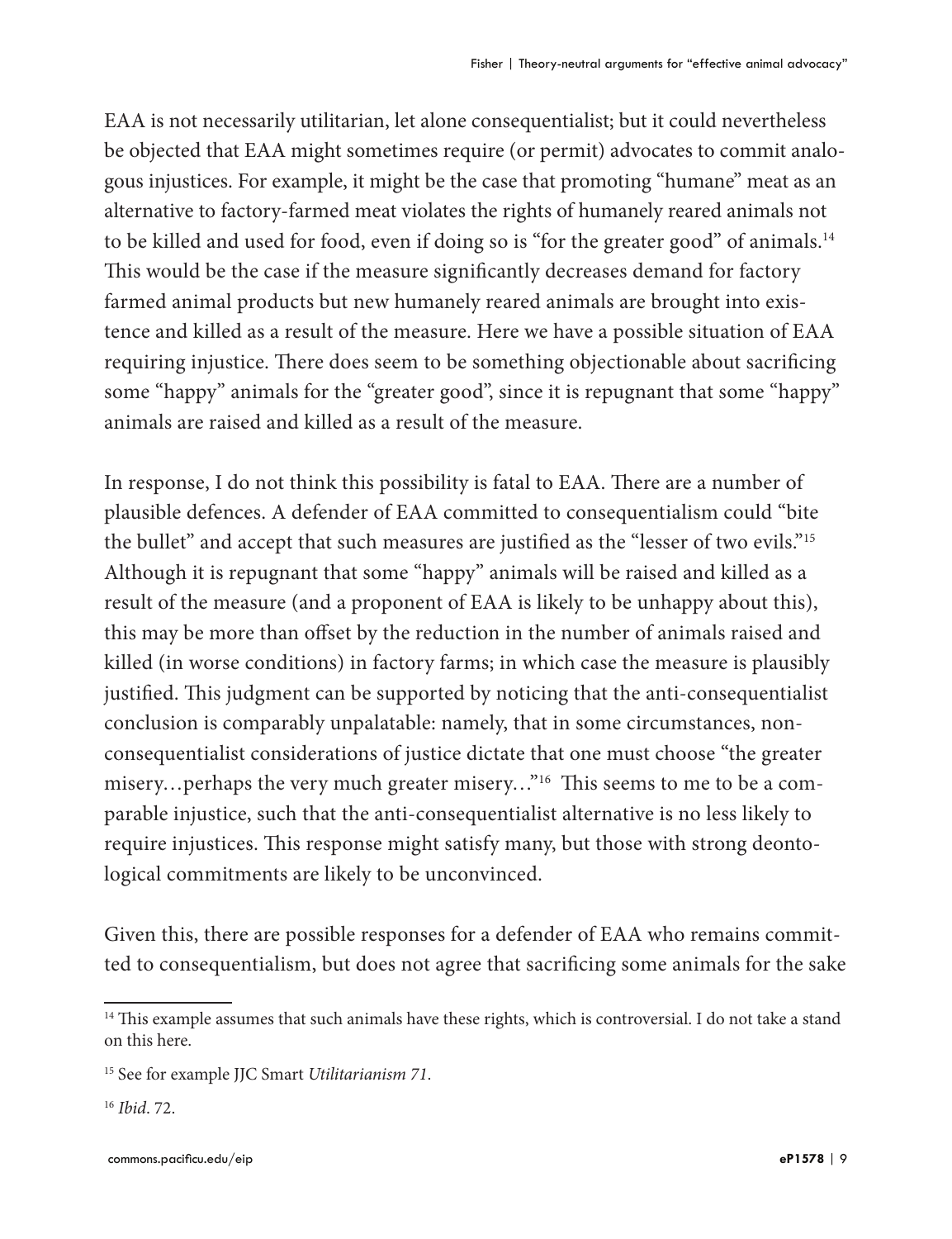EAA is not necessarily utilitarian, let alone consequentialist; but it could nevertheless be objected that EAA might sometimes require (or permit) advocates to commit analogous injustices. For example, it might be the case that promoting "humane" meat as an alternative to factory-farmed meat violates the rights of humanely reared animals not to be killed and used for food, even if doing so is "for the greater good" of animals.[14] This would be the case if the measure significantly decreases demand for factory farmed animal products but new humanely reared animals are brought into existence and killed as a result of the measure. Here we have a possible situation of EAA requiring injustice. There does seem to be something objectionable about sacrificing some "happy" animals for the "greater good", since it is repugnant that some "happy" animals are raised and killed as a result of the measure.

In response, I do not think this possibility is fatal to EAA. There are a number of plausible defences. A defender of EAA committed to consequentialism could "bite the bullet" and accept that such measures are justified as the "lesser of two evils."[15] Although it is repugnant that some "happy" animals will be raised and killed as a result of the measure (and a proponent of EAA is likely to be unhappy about this), this may be more than offset by the reduction in the number of animals raised and killed (in worse conditions) in factory farms; in which case the measure is plausibly justified. This judgment can be supported by noticing that the anti-consequentialist conclusion is comparably unpalatable: namely, that in some circumstances, non-consequentialist considerations of justice dictate that one must choose "the greater misery…perhaps the very much greater misery…"[16] This seems to me to be a comparable injustice, such that the anti-consequentialist alternative is no less likely to require injustices. This response might satisfy many, but those with strong deontological commitments are likely to be unconvinced.

Given this, there are possible responses for a defender of EAA who remains committed to consequentialism, but does not agree that sacrificing some animals for the sake

---

[14] This example assumes that such animals have these rights, which is controversial. I do not take a stand on this here.

[15] See for example JJC Smart *Utilitarianism 71*.

[16] *Ibid*. 72.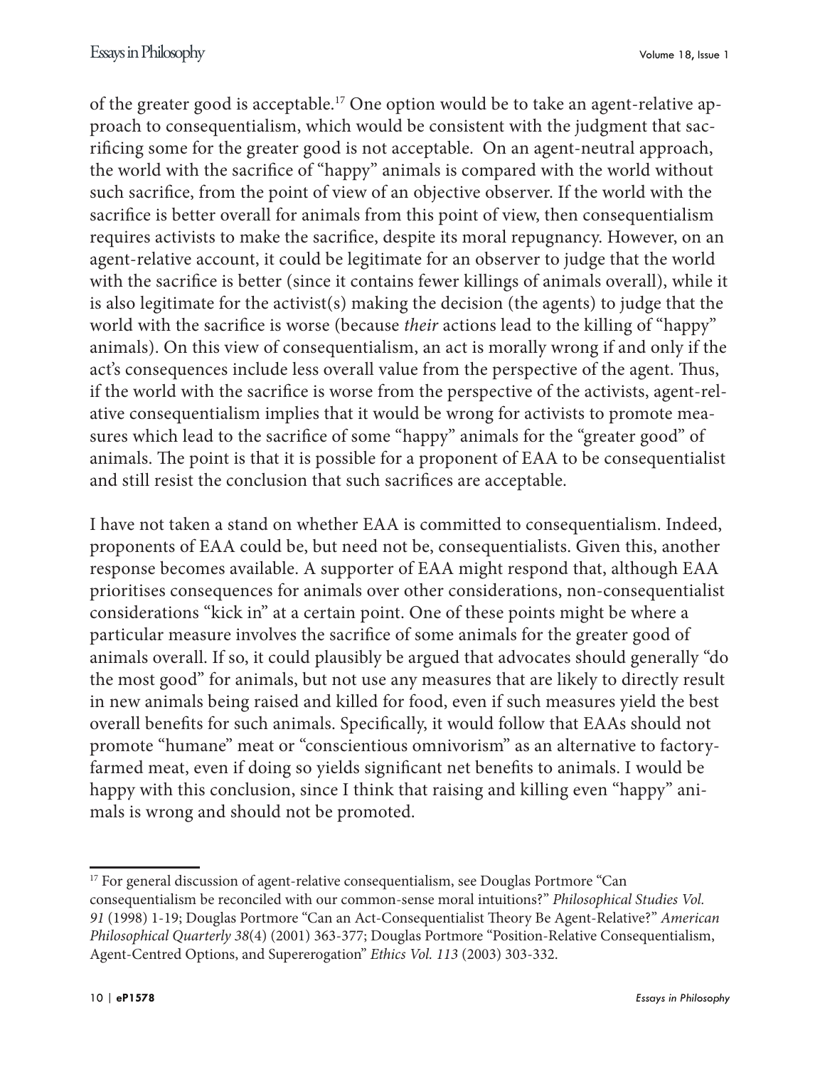of the greater good is acceptable.[17] One option would be to take an agent-relative approach to consequentialism, which would be consistent with the judgment that sacrificing some for the greater good is not acceptable. On an agent-neutral approach, the world with the sacrifice of "happy" animals is compared with the world without such sacrifice, from the point of view of an objective observer. If the world with the sacrifice is better overall for animals from this point of view, then consequentialism requires activists to make the sacrifice, despite its moral repugnancy. However, on an agent-relative account, it could be legitimate for an observer to judge that the world with the sacrifice is better (since it contains fewer killings of animals overall), while it is also legitimate for the activist(s) making the decision (the agents) to judge that the world with the sacrifice is worse (because *their* actions lead to the killing of "happy" animals). On this view of consequentialism, an act is morally wrong if and only if the act's consequences include less overall value from the perspective of the agent. Thus, if the world with the sacrifice is worse from the perspective of the activists, agent-relative consequentialism implies that it would be wrong for activists to promote measures which lead to the sacrifice of some "happy" animals for the "greater good" of animals. The point is that it is possible for a proponent of EAA to be consequentialist and still resist the conclusion that such sacrifices are acceptable.

I have not taken a stand on whether EAA is committed to consequentialism. Indeed, proponents of EAA could be, but need not be, consequentialists. Given this, another response becomes available. A supporter of EAA might respond that, although EAA prioritises consequences for animals over other considerations, non-consequentialist considerations "kick in" at a certain point. One of these points might be where a particular measure involves the sacrifice of some animals for the greater good of animals overall. If so, it could plausibly be argued that advocates should generally "do the most good" for animals, but not use any measures that are likely to directly result in new animals being raised and killed for food, even if such measures yield the best overall benefits for such animals. Specifically, it would follow that EAAs should not promote "humane" meat or "conscientious omnivorism" as an alternative to factory-farmed meat, even if doing so yields significant net benefits to animals. I would be happy with this conclusion, since I think that raising and killing even "happy" animals is wrong and should not be promoted.

---

[17] For general discussion of agent-relative consequentialism, see Douglas Portmore "Can consequentialism be reconciled with our common-sense moral intuitions?" *Philosophical Studies Vol. 91* (1998) 1-19; Douglas Portmore "Can an Act-Consequentialist Theory Be Agent-Relative?" *American Philosophical Quarterly 38*(4) (2001) 363-377; Douglas Portmore "Position-Relative Consequentialism, Agent-Centred Options, and Supererogation" *Ethics Vol. 113* (2003) 303-332.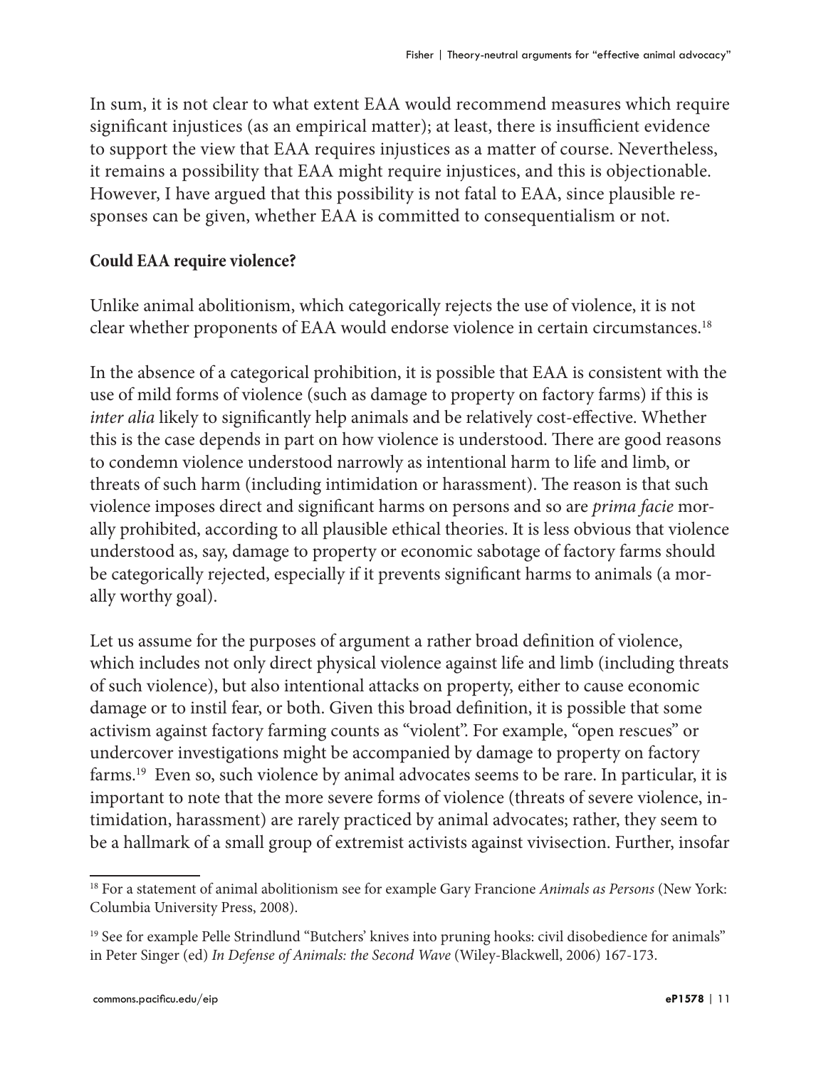In sum, it is not clear to what extent EAA would recommend measures which require significant injustices (as an empirical matter); at least, there is insufficient evidence to support the view that EAA requires injustices as a matter of course. Nevertheless, it remains a possibility that EAA might require injustices, and this is objectionable. However, I have argued that this possibility is not fatal to EAA, since plausible responses can be given, whether EAA is committed to consequentialism or not.

**Could EAA require violence?**

Unlike animal abolitionism, which categorically rejects the use of violence, it is not clear whether proponents of EAA would endorse violence in certain circumstances.[18]

In the absence of a categorical prohibition, it is possible that EAA is consistent with the use of mild forms of violence (such as damage to property on factory farms) if this is *inter alia* likely to significantly help animals and be relatively cost-effective. Whether this is the case depends in part on how violence is understood. There are good reasons to condemn violence understood narrowly as intentional harm to life and limb, or threats of such harm (including intimidation or harassment). The reason is that such violence imposes direct and significant harms on persons and so are *prima facie* morally prohibited, according to all plausible ethical theories. It is less obvious that violence understood as, say, damage to property or economic sabotage of factory farms should be categorically rejected, especially if it prevents significant harms to animals (a morally worthy goal).

Let us assume for the purposes of argument a rather broad definition of violence, which includes not only direct physical violence against life and limb (including threats of such violence), but also intentional attacks on property, either to cause economic damage or to instil fear, or both. Given this broad definition, it is possible that some activism against factory farming counts as "violent". For example, "open rescues" or undercover investigations might be accompanied by damage to property on factory farms.[19] Even so, such violence by animal advocates seems to be rare. In particular, it is important to note that the more severe forms of violence (threats of severe violence, intimidation, harassment) are rarely practiced by animal advocates; rather, they seem to be a hallmark of a small group of extremist activists against vivisection. Further, insofar

---

[18] For a statement of animal abolitionism see for example Gary Francione *Animals as Persons* (New York: Columbia University Press, 2008).

[19] See for example Pelle Strindlund "Butchers' knives into pruning hooks: civil disobedience for animals" in Peter Singer (ed) *In Defense of Animals: the Second Wave* (Wiley-Blackwell, 2006) 167-173.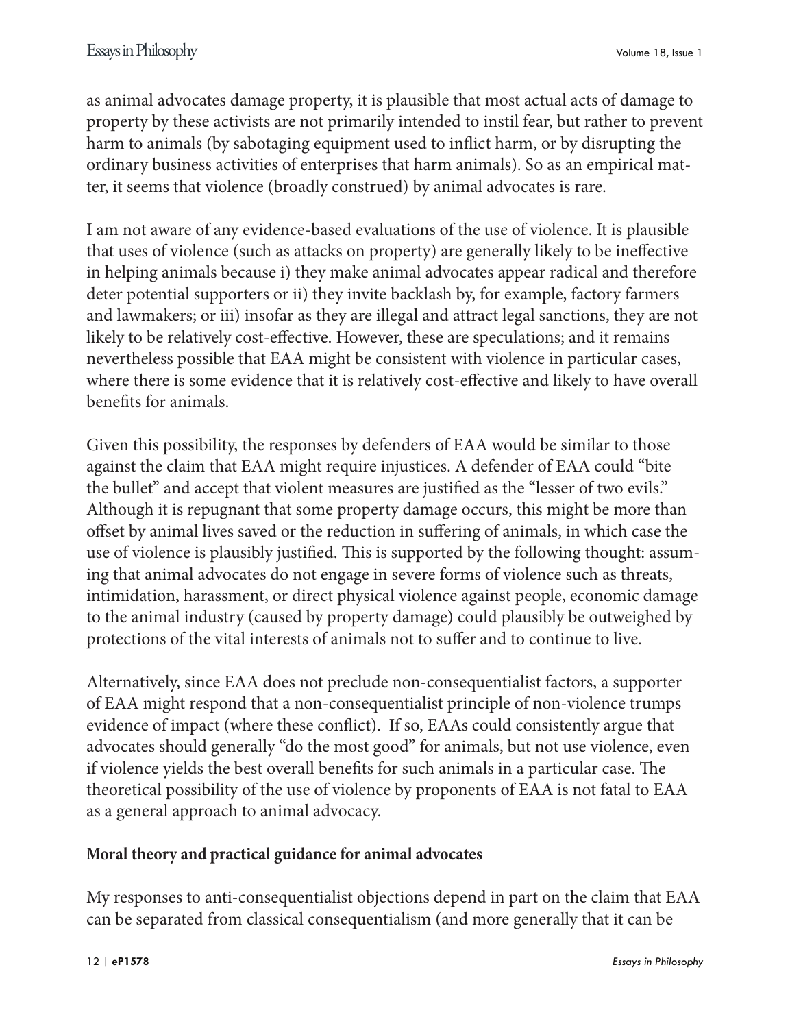as animal advocates damage property, it is plausible that most actual acts of damage to property by these activists are not primarily intended to instil fear, but rather to prevent harm to animals (by sabotaging equipment used to inflict harm, or by disrupting the ordinary business activities of enterprises that harm animals). So as an empirical matter, it seems that violence (broadly construed) by animal advocates is rare.

I am not aware of any evidence-based evaluations of the use of violence. It is plausible that uses of violence (such as attacks on property) are generally likely to be ineffective in helping animals because i) they make animal advocates appear radical and therefore deter potential supporters or ii) they invite backlash by, for example, factory farmers and lawmakers; or iii) insofar as they are illegal and attract legal sanctions, they are not likely to be relatively cost-effective. However, these are speculations; and it remains nevertheless possible that EAA might be consistent with violence in particular cases, where there is some evidence that it is relatively cost-effective and likely to have overall benefits for animals.

Given this possibility, the responses by defenders of EAA would be similar to those against the claim that EAA might require injustices. A defender of EAA could "bite the bullet" and accept that violent measures are justified as the "lesser of two evils." Although it is repugnant that some property damage occurs, this might be more than offset by animal lives saved or the reduction in suffering of animals, in which case the use of violence is plausibly justified. This is supported by the following thought: assuming that animal advocates do not engage in severe forms of violence such as threats, intimidation, harassment, or direct physical violence against people, economic damage to the animal industry (caused by property damage) could plausibly be outweighed by protections of the vital interests of animals not to suffer and to continue to live.

Alternatively, since EAA does not preclude non-consequentialist factors, a supporter of EAA might respond that a non-consequentialist principle of non-violence trumps evidence of impact (where these conflict). If so, EAAs could consistently argue that advocates should generally "do the most good" for animals, but not use violence, even if violence yields the best overall benefits for such animals in a particular case. The theoretical possibility of the use of violence by proponents of EAA is not fatal to EAA as a general approach to animal advocacy.

## Moral theory and practical guidance for animal advocates

My responses to anti-consequentialist objections depend in part on the claim that EAA can be separated from classical consequentialism (and more generally that it can be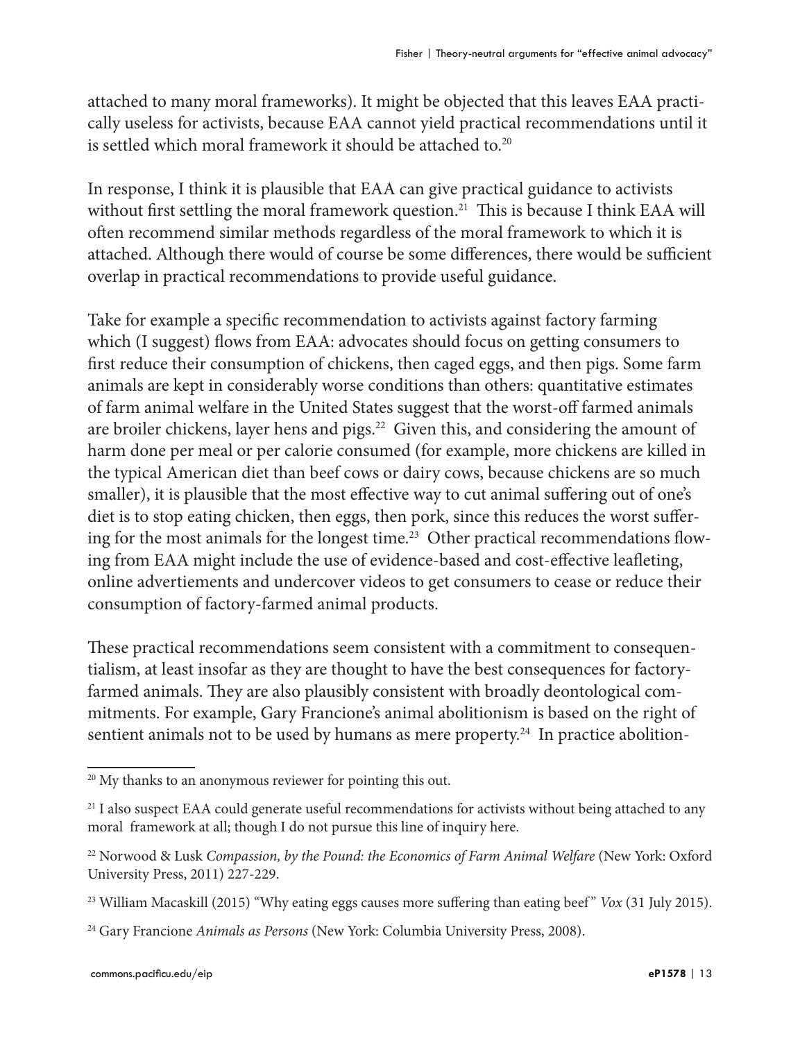attached to many moral frameworks). It might be objected that this leaves EAA practically useless for activists, because EAA cannot yield practical recommendations until it is settled which moral framework it should be attached to.[20]

In response, I think it is plausible that EAA can give practical guidance to activists without first settling the moral framework question.[21] This is because I think EAA will often recommend similar methods regardless of the moral framework to which it is attached. Although there would of course be some differences, there would be sufficient overlap in practical recommendations to provide useful guidance.

Take for example a specific recommendation to activists against factory farming which (I suggest) flows from EAA: advocates should focus on getting consumers to first reduce their consumption of chickens, then caged eggs, and then pigs. Some farm animals are kept in considerably worse conditions than others: quantitative estimates of farm animal welfare in the United States suggest that the worst-off farmed animals are broiler chickens, layer hens and pigs.[22] Given this, and considering the amount of harm done per meal or per calorie consumed (for example, more chickens are killed in the typical American diet than beef cows or dairy cows, because chickens are so much smaller), it is plausible that the most effective way to cut animal suffering out of one's diet is to stop eating chicken, then eggs, then pork, since this reduces the worst suffering for the most animals for the longest time.[23] Other practical recommendations flowing from EAA might include the use of evidence-based and cost-effective leafleting, online advertiements and undercover videos to get consumers to cease or reduce their consumption of factory-farmed animal products.

These practical recommendations seem consistent with a commitment to consequentialism, at least insofar as they are thought to have the best consequences for factory-farmed animals. They are also plausibly consistent with broadly deontological commitments. For example, Gary Francione's animal abolitionism is based on the right of sentient animals not to be used by humans as mere property.[24] In practice abolition-

---

[20] My thanks to an anonymous reviewer for pointing this out.

[21] I also suspect EAA could generate useful recommendations for activists without being attached to any moral framework at all; though I do not pursue this line of inquiry here.

[22] Norwood & Lusk *Compassion, by the Pound: the Economics of Farm Animal Welfare* (New York: Oxford University Press, 2011) 227-229.

[23] William Macaskill (2015) "Why eating eggs causes more suffering than eating beef" *Vox* (31 July 2015).

[24] Gary Francione *Animals as Persons* (New York: Columbia University Press, 2008).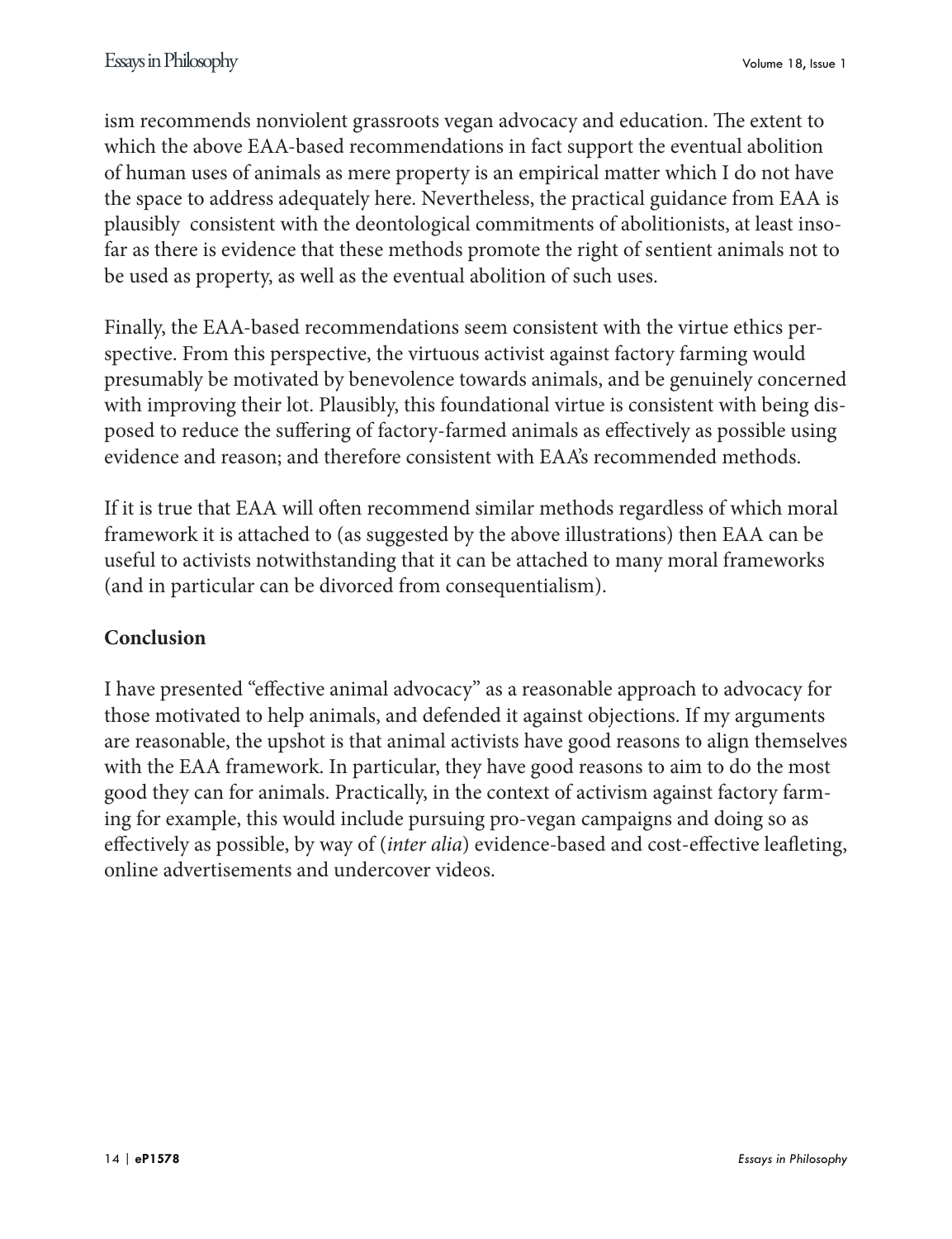ism recommends nonviolent grassroots vegan advocacy and education. The extent to which the above EAA-based recommendations in fact support the eventual abolition of human uses of animals as mere property is an empirical matter which I do not have the space to address adequately here. Nevertheless, the practical guidance from EAA is plausibly consistent with the deontological commitments of abolitionists, at least insofar as there is evidence that these methods promote the right of sentient animals not to be used as property, as well as the eventual abolition of such uses.

Finally, the EAA-based recommendations seem consistent with the virtue ethics perspective. From this perspective, the virtuous activist against factory farming would presumably be motivated by benevolence towards animals, and be genuinely concerned with improving their lot. Plausibly, this foundational virtue is consistent with being disposed to reduce the suffering of factory-farmed animals as effectively as possible using evidence and reason; and therefore consistent with EAA's recommended methods.

If it is true that EAA will often recommend similar methods regardless of which moral framework it is attached to (as suggested by the above illustrations) then EAA can be useful to activists notwithstanding that it can be attached to many moral frameworks (and in particular can be divorced from consequentialism).

## Conclusion

I have presented "effective animal advocacy" as a reasonable approach to advocacy for those motivated to help animals, and defended it against objections. If my arguments are reasonable, the upshot is that animal activists have good reasons to align themselves with the EAA framework. In particular, they have good reasons to aim to do the most good they can for animals. Practically, in the context of activism against factory farming for example, this would include pursuing pro-vegan campaigns and doing so as effectively as possible, by way of (*inter alia*) evidence-based and cost-effective leafleting, online advertisements and undercover videos.